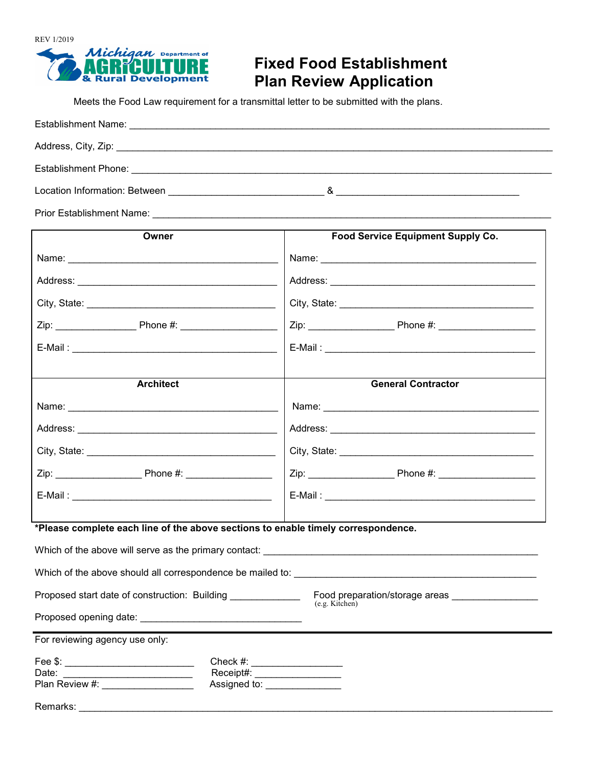REV 1/2019

Michigan Department of AGRICULTURE & Rural Development

# Fixed Food Establishment Plan Review Application

Meets the Food Law requirement for a transmittal letter to be submitted with the plans.

Establishment Name: ___________________________________________

Address, City, Zip: ___________________________________________

Establishment Phone: ___________________________________________

Location Information: Between ____________________ & ____________________

Prior Establishment Name: ___________________________________________

| Owner | Food Service Equipment Supply Co. |
|---|---|
| Name: ____________________ | Name: ____________________ |
| Address: ____________________ | Address: ____________________ |
| City, State: ____________________ | City, State: ____________________ |
| Zip: __________ Phone #: __________ | Zip: __________ Phone #: __________ |
| E-Mail : ____________________ | E-Mail : ____________________ |
| **Architect** | **General Contractor** |
| Name: ____________________ | Name: ____________________ |
| Address: ____________________ | Address: ____________________ |
| City, State: ____________________ | City, State: ____________________ |
| Zip: __________ Phone #: __________ | Zip: __________ Phone #: __________ |
| E-Mail : ____________________ | E-Mail : ____________________ |

**\*Please complete each line of the above sections to enable timely correspondence.**

Which of the above will serve as the primary contact: ______________________________

Which of the above should all correspondence be mailed to: ______________________________

Proposed start date of construction: Building __________ Food preparation/storage areas __________
(e.g. Kitchen)

Proposed opening date: ______________________________

---

For reviewing agency use only:

Fee $: ____________________ Check #: ____________________
Date: ____________________ Receipt#: ____________________
Plan Review #: ____________________ Assigned to: ____________________

Remarks: ___________________________________________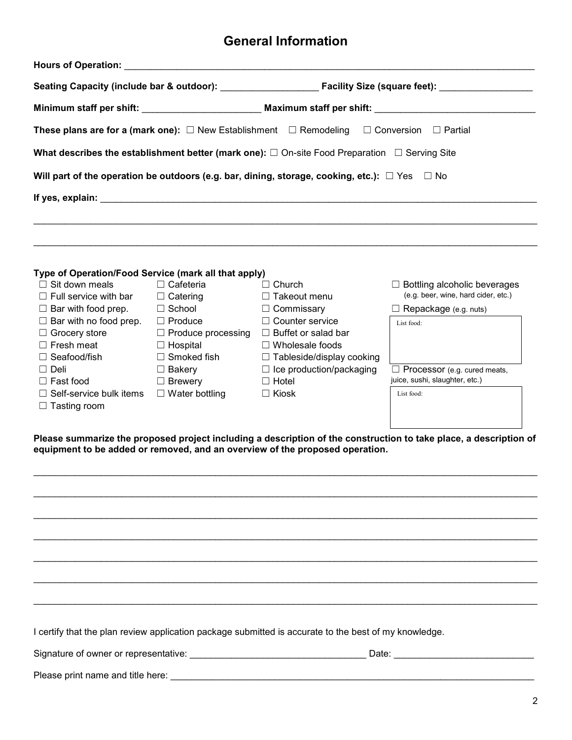# General Information

**Hours of Operation:** ______________________________________________________________________________

**Seating Capacity (include bar & outdoor):** ___________________ **Facility Size (square feet):** _________________

**Minimum staff per shift:** _______________________ **Maximum staff per shift:** ______________________________

**These plans are for a (mark one):** ☐ New Establishment ☐ Remodeling ☐ Conversion ☐ Partial

**What describes the establishment better (mark one):** ☐ On-site Food Preparation ☐ Serving Site

**Will part of the operation be outdoors (e.g. bar, dining, storage, cooking, etc.):** ☐ Yes ☐ No

**If yes, explain:** _________________________________________________________________________________

____________________________________________________________________________________________

____________________________________________________________________________________________

**Type of Operation/Food Service (mark all that apply)**

| | | | |
|---|---|---|---|
| ☐ Sit down meals | ☐ Cafeteria | ☐ Church | ☐ Bottling alcoholic beverages (e.g. beer, wine, hard cider, etc.) |
| ☐ Full service with bar | ☐ Catering | ☐ Takeout menu | ☐ Repackage (e.g. nuts) |
| ☐ Bar with food prep. | ☐ School | ☐ Commissary | List food: |
| ☐ Bar with no food prep. | ☐ Produce | ☐ Counter service | |
| ☐ Grocery store | ☐ Produce processing | ☐ Buffet or salad bar | |
| ☐ Fresh meat | ☐ Hospital | ☐ Wholesale foods | |
| ☐ Seafood/fish | ☐ Smoked fish | ☐ Tableside/display cooking | |
| ☐ Deli | ☐ Bakery | ☐ Ice production/packaging | ☐ Processor (e.g. cured meats, juice, sushi, slaughter, etc.) |
| ☐ Fast food | ☐ Brewery | ☐ Hotel | List food: |
| ☐ Self-service bulk items | ☐ Water bottling | ☐ Kiosk | |
| ☐ Tasting room | | | |

**Please summarize the proposed project including a description of the construction to take place, a description of equipment to be added or removed, and an overview of the proposed operation.**

____________________________________________________________________________________________

____________________________________________________________________________________________

____________________________________________________________________________________________

____________________________________________________________________________________________

____________________________________________________________________________________________

____________________________________________________________________________________________

____________________________________________________________________________________________

I certify that the plan review application package submitted is accurate to the best of my knowledge.

Signature of owner or representative: __________________________________ Date: __________________________

Please print name and title here: _________________________________________________________________________